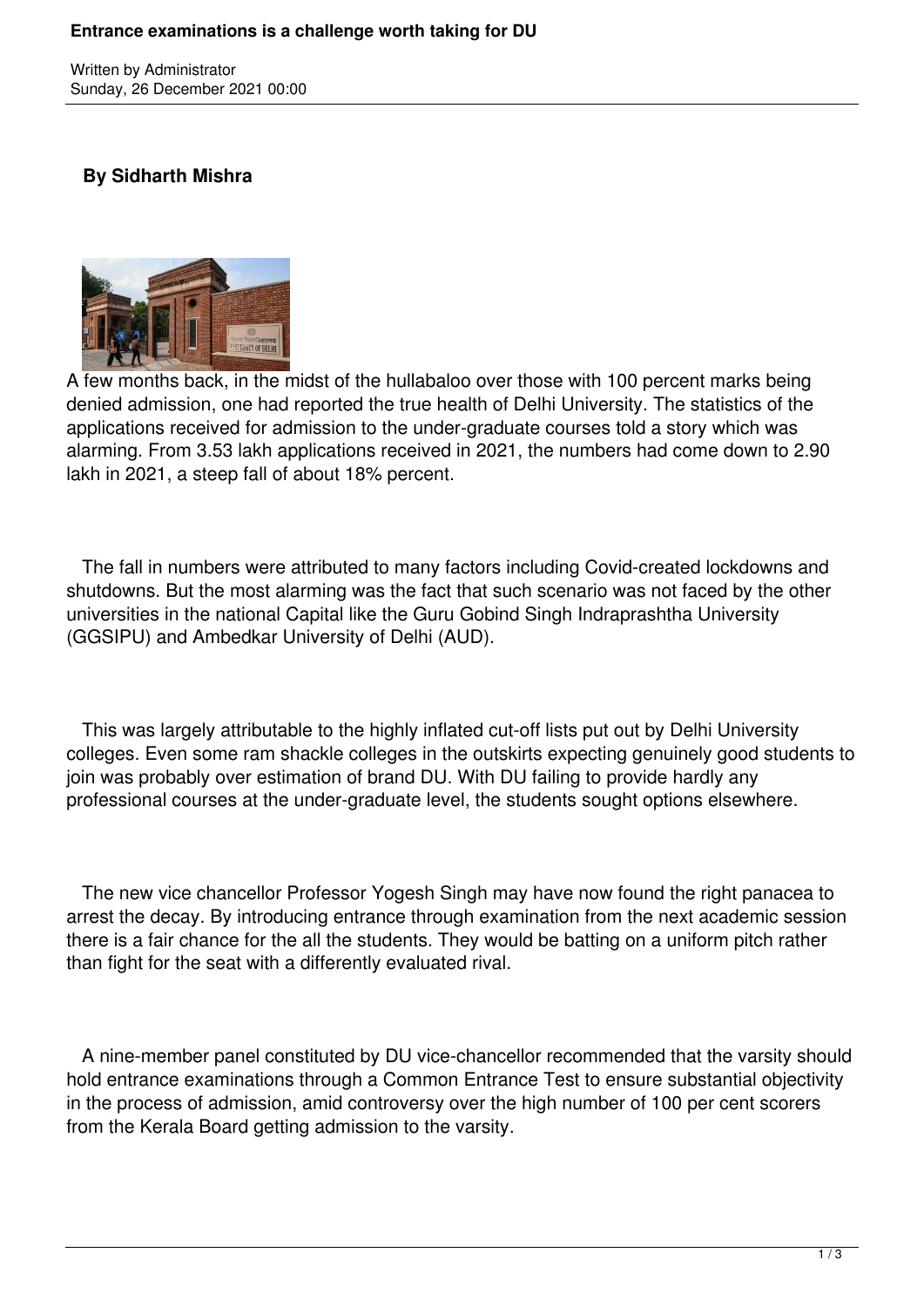# Entrance examinations is a challenge worth taking for DU

Written by Administrator
Sunday, 26 December 2021 00:00

**By Sidharth Mishra**

A few months back, in the midst of the hullabaloo over those with 100 percent marks being denied admission, one had reported the true health of Delhi University. The statistics of the applications received for admission to the under-graduate courses told a story which was alarming. From 3.53 lakh applications received in 2021, the numbers had come down to 2.90 lakh in 2021, a steep fall of about 18% percent.

The fall in numbers were attributed to many factors including Covid-created lockdowns and shutdowns. But the most alarming was the fact that such scenario was not faced by the other universities in the national Capital like the Guru Gobind Singh Indraprashtha University (GGSIPU) and Ambedkar University of Delhi (AUD).

This was largely attributable to the highly inflated cut-off lists put out by Delhi University colleges. Even some ram shackle colleges in the outskirts expecting genuinely good students to join was probably over estimation of brand DU. With DU failing to provide hardly any professional courses at the under-graduate level, the students sought options elsewhere.

The new vice chancellor Professor Yogesh Singh may have now found the right panacea to arrest the decay. By introducing entrance through examination from the next academic session there is a fair chance for the all the students. They would be batting on a uniform pitch rather than fight for the seat with a differently evaluated rival.

A nine-member panel constituted by DU vice-chancellor recommended that the varsity should hold entrance examinations through a Common Entrance Test to ensure substantial objectivity in the process of admission, amid controversy over the high number of 100 per cent scorers from the Kerala Board getting admission to the varsity.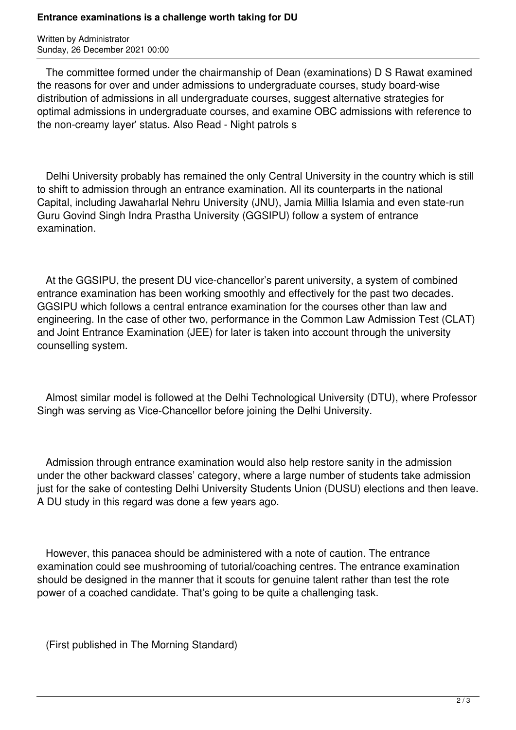The committee formed under the chairmanship of Dean (examinations) D S Rawat examined the reasons for over and under admissions to undergraduate courses, study board-wise distribution of admissions in all undergraduate courses, suggest alternative strategies for optimal admissions in undergraduate courses, and examine OBC admissions with reference to the non-creamy layer' status. Also Read - Night patrols s

Delhi University probably has remained the only Central University in the country which is still to shift to admission through an entrance examination. All its counterparts in the national Capital, including Jawaharlal Nehru University (JNU), Jamia Millia Islamia and even state-run Guru Govind Singh Indra Prastha University (GGSIPU) follow a system of entrance examination.

At the GGSIPU, the present DU vice-chancellor's parent university, a system of combined entrance examination has been working smoothly and effectively for the past two decades. GGSIPU which follows a central entrance examination for the courses other than law and engineering. In the case of other two, performance in the Common Law Admission Test (CLAT) and Joint Entrance Examination (JEE) for later is taken into account through the university counselling system.

Almost similar model is followed at the Delhi Technological University (DTU), where Professor Singh was serving as Vice-Chancellor before joining the Delhi University.

Admission through entrance examination would also help restore sanity in the admission under the other backward classes' category, where a large number of students take admission just for the sake of contesting Delhi University Students Union (DUSU) elections and then leave. A DU study in this regard was done a few years ago.

However, this panacea should be administered with a note of caution. The entrance examination could see mushrooming of tutorial/coaching centres. The entrance examination should be designed in the manner that it scouts for genuine talent rather than test the rote power of a coached candidate. That's going to be quite a challenging task.

(First published in The Morning Standard)